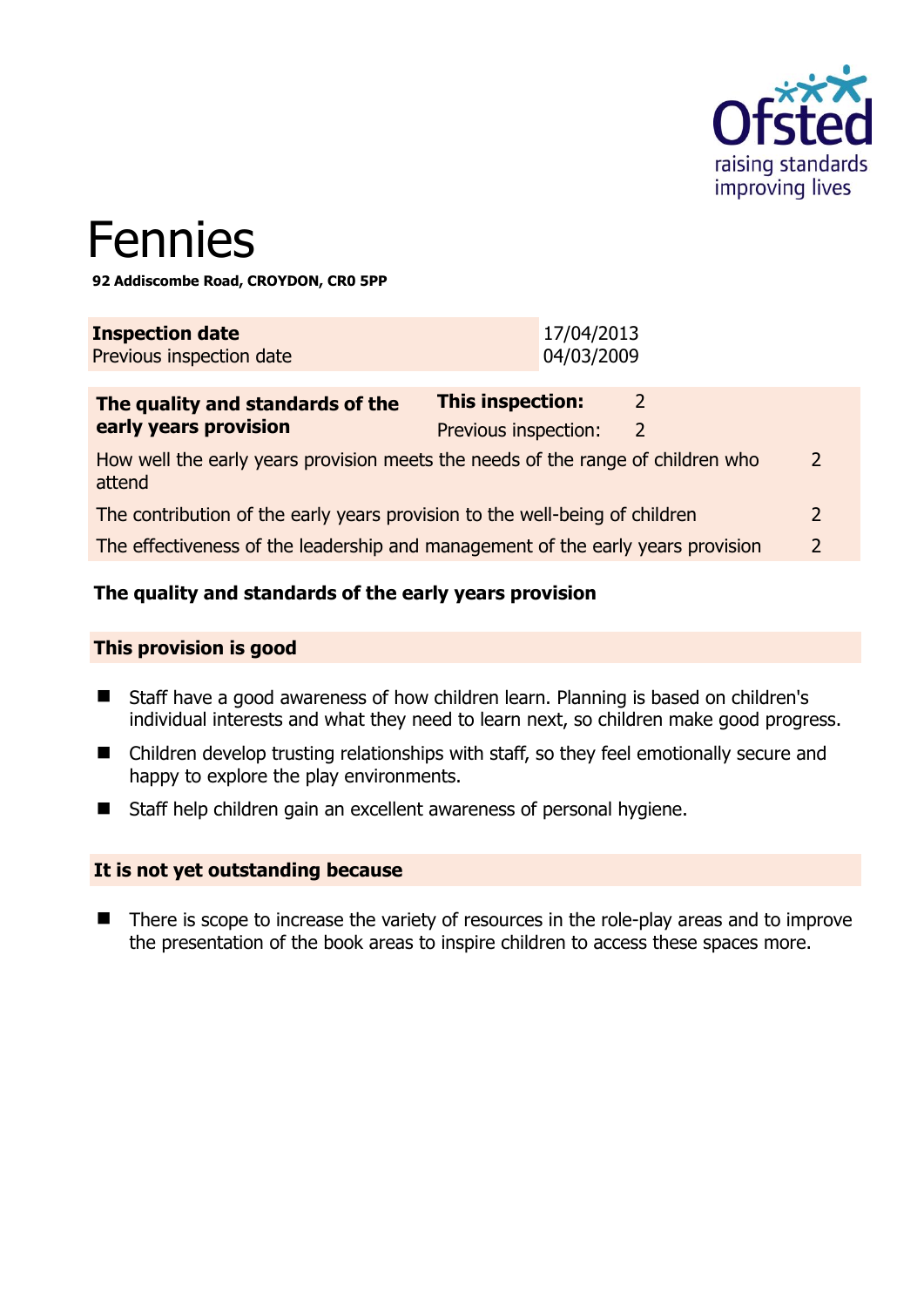# Fennies

**92 Addiscombe Road, CROYDON, CR0 5PP**

| **Inspection date** | 17/04/2013 |
|---|---|
| Previous inspection date | 04/03/2009 |

| **The quality and standards of the early years provision** | **This inspection:** | 2 |
|---|---|---|
| | Previous inspection: | 2 |
| How well the early years provision meets the needs of the range of children who attend | | 2 |
| The contribution of the early years provision to the well-being of children | | 2 |
| The effectiveness of the leadership and management of the early years provision | | 2 |

## The quality and standards of the early years provision

### This provision is good

- Staff have a good awareness of how children learn. Planning is based on children's individual interests and what they need to learn next, so children make good progress.
- Children develop trusting relationships with staff, so they feel emotionally secure and happy to explore the play environments.
- Staff help children gain an excellent awareness of personal hygiene.

### It is not yet outstanding because

- There is scope to increase the variety of resources in the role-play areas and to improve the presentation of the book areas to inspire children to access these spaces more.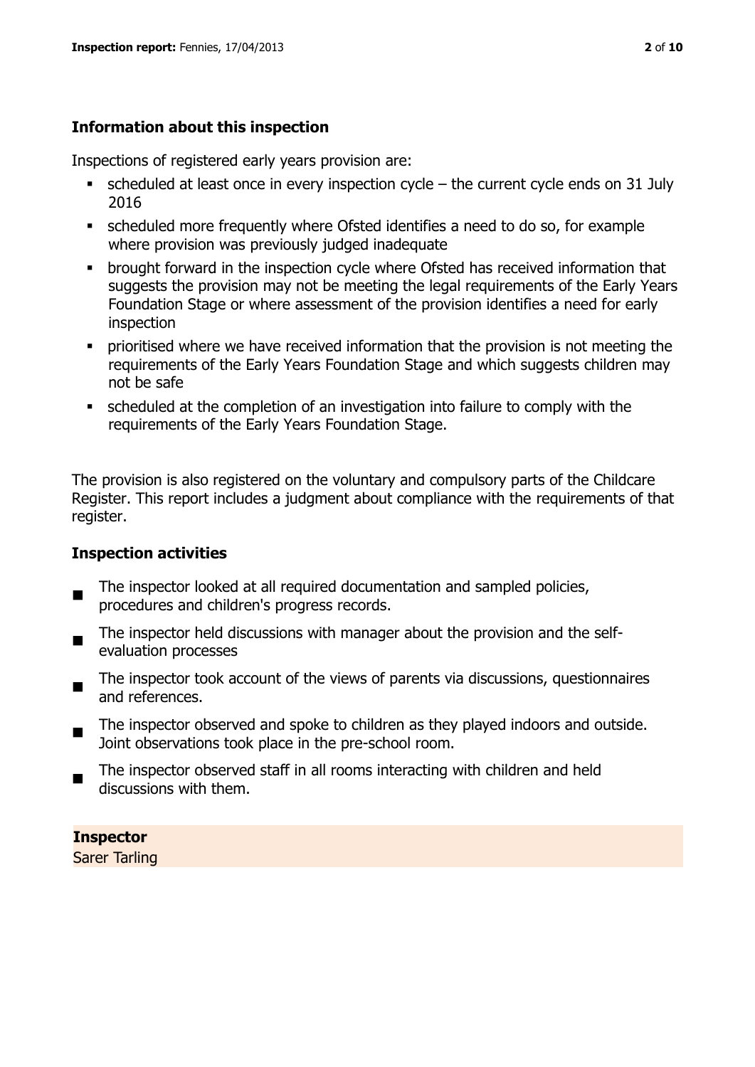## Information about this inspection

Inspections of registered early years provision are:

- scheduled at least once in every inspection cycle – the current cycle ends on 31 July 2016
- scheduled more frequently where Ofsted identifies a need to do so, for example where provision was previously judged inadequate
- brought forward in the inspection cycle where Ofsted has received information that suggests the provision may not be meeting the legal requirements of the Early Years Foundation Stage or where assessment of the provision identifies a need for early inspection
- prioritised where we have received information that the provision is not meeting the requirements of the Early Years Foundation Stage and which suggests children may not be safe
- scheduled at the completion of an investigation into failure to comply with the requirements of the Early Years Foundation Stage.

The provision is also registered on the voluntary and compulsory parts of the Childcare Register. This report includes a judgment about compliance with the requirements of that register.

## Inspection activities

- The inspector looked at all required documentation and sampled policies, procedures and children's progress records.
- The inspector held discussions with manager about the provision and the self-evaluation processes
- The inspector took account of the views of parents via discussions, questionnaires and references.
- The inspector observed and spoke to children as they played indoors and outside. Joint observations took place in the pre-school room.
- The inspector observed staff in all rooms interacting with children and held discussions with them.

**Inspector**

Sarer Tarling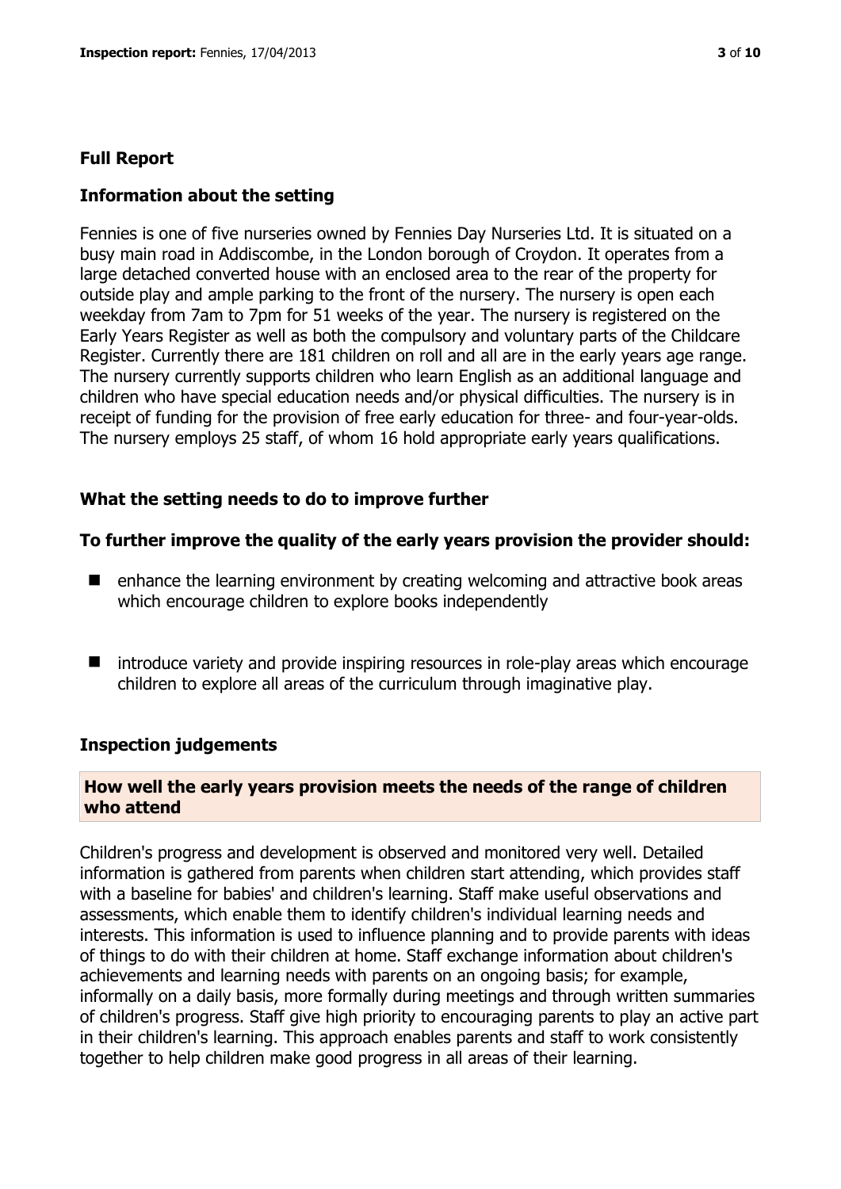## Full Report

### Information about the setting

Fennies is one of five nurseries owned by Fennies Day Nurseries Ltd. It is situated on a busy main road in Addiscombe, in the London borough of Croydon. It operates from a large detached converted house with an enclosed area to the rear of the property for outside play and ample parking to the front of the nursery. The nursery is open each weekday from 7am to 7pm for 51 weeks of the year. The nursery is registered on the Early Years Register as well as both the compulsory and voluntary parts of the Childcare Register. Currently there are 181 children on roll and all are in the early years age range. The nursery currently supports children who learn English as an additional language and children who have special education needs and/or physical difficulties. The nursery is in receipt of funding for the provision of free early education for three- and four-year-olds. The nursery employs 25 staff, of whom 16 hold appropriate early years qualifications.

### What the setting needs to do to improve further

#### To further improve the quality of the early years provision the provider should:

- enhance the learning environment by creating welcoming and attractive book areas which encourage children to explore books independently
- introduce variety and provide inspiring resources in role-play areas which encourage children to explore all areas of the curriculum through imaginative play.

### Inspection judgements

#### How well the early years provision meets the needs of the range of children who attend

Children's progress and development is observed and monitored very well. Detailed information is gathered from parents when children start attending, which provides staff with a baseline for babies' and children's learning. Staff make useful observations and assessments, which enable them to identify children's individual learning needs and interests. This information is used to influence planning and to provide parents with ideas of things to do with their children at home. Staff exchange information about children's achievements and learning needs with parents on an ongoing basis; for example, informally on a daily basis, more formally during meetings and through written summaries of children's progress. Staff give high priority to encouraging parents to play an active part in their children's learning. This approach enables parents and staff to work consistently together to help children make good progress in all areas of their learning.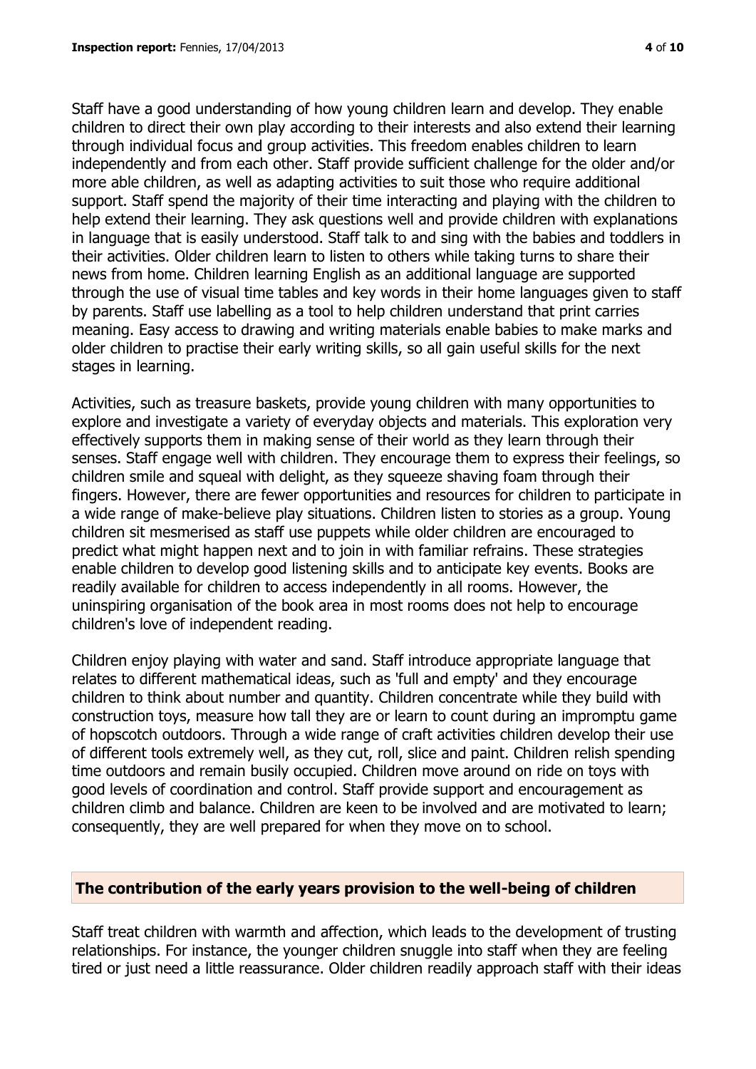Staff have a good understanding of how young children learn and develop. They enable children to direct their own play according to their interests and also extend their learning through individual focus and group activities. This freedom enables children to learn independently and from each other. Staff provide sufficient challenge for the older and/or more able children, as well as adapting activities to suit those who require additional support. Staff spend the majority of their time interacting and playing with the children to help extend their learning. They ask questions well and provide children with explanations in language that is easily understood. Staff talk to and sing with the babies and toddlers in their activities. Older children learn to listen to others while taking turns to share their news from home. Children learning English as an additional language are supported through the use of visual time tables and key words in their home languages given to staff by parents. Staff use labelling as a tool to help children understand that print carries meaning. Easy access to drawing and writing materials enable babies to make marks and older children to practise their early writing skills, so all gain useful skills for the next stages in learning.

Activities, such as treasure baskets, provide young children with many opportunities to explore and investigate a variety of everyday objects and materials. This exploration very effectively supports them in making sense of their world as they learn through their senses. Staff engage well with children. They encourage them to express their feelings, so children smile and squeal with delight, as they squeeze shaving foam through their fingers. However, there are fewer opportunities and resources for children to participate in a wide range of make-believe play situations. Children listen to stories as a group. Young children sit mesmerised as staff use puppets while older children are encouraged to predict what might happen next and to join in with familiar refrains. These strategies enable children to develop good listening skills and to anticipate key events. Books are readily available for children to access independently in all rooms. However, the uninspiring organisation of the book area in most rooms does not help to encourage children's love of independent reading.

Children enjoy playing with water and sand. Staff introduce appropriate language that relates to different mathematical ideas, such as 'full and empty' and they encourage children to think about number and quantity. Children concentrate while they build with construction toys, measure how tall they are or learn to count during an impromptu game of hopscotch outdoors. Through a wide range of craft activities children develop their use of different tools extremely well, as they cut, roll, slice and paint. Children relish spending time outdoors and remain busily occupied. Children move around on ride on toys with good levels of coordination and control. Staff provide support and encouragement as children climb and balance. Children are keen to be involved and are motivated to learn; consequently, they are well prepared for when they move on to school.

## The contribution of the early years provision to the well-being of children

Staff treat children with warmth and affection, which leads to the development of trusting relationships. For instance, the younger children snuggle into staff when they are feeling tired or just need a little reassurance. Older children readily approach staff with their ideas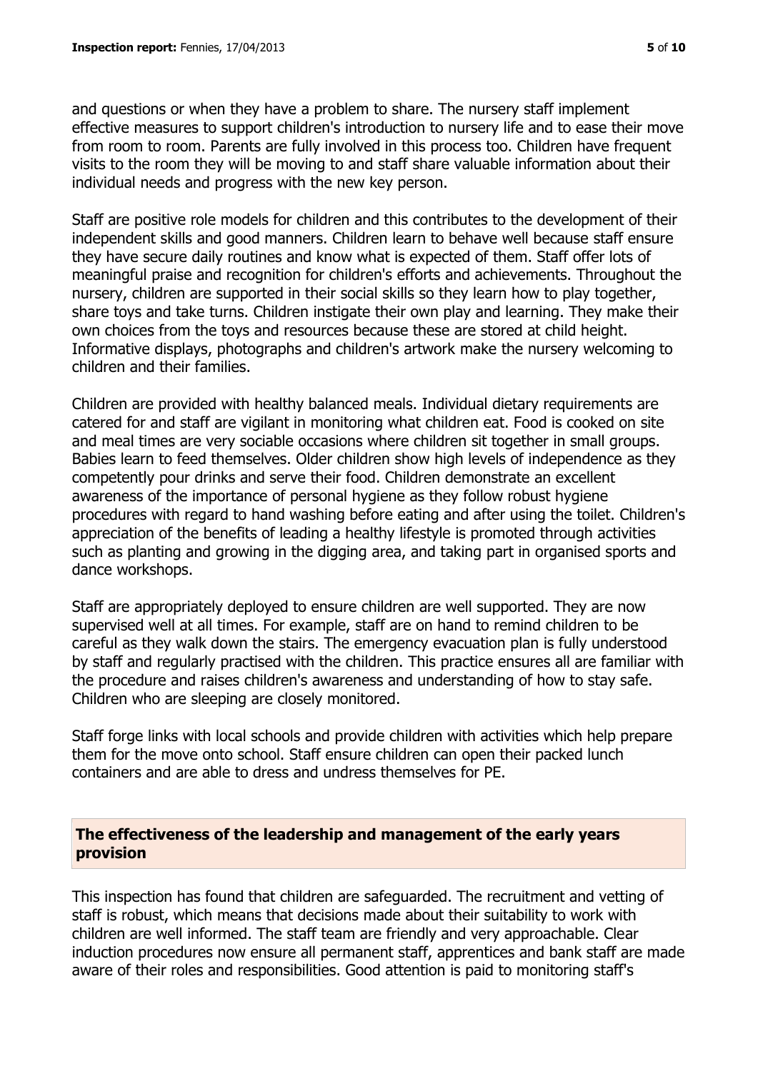and questions or when they have a problem to share. The nursery staff implement effective measures to support children's introduction to nursery life and to ease their move from room to room. Parents are fully involved in this process too. Children have frequent visits to the room they will be moving to and staff share valuable information about their individual needs and progress with the new key person.

Staff are positive role models for children and this contributes to the development of their independent skills and good manners. Children learn to behave well because staff ensure they have secure daily routines and know what is expected of them. Staff offer lots of meaningful praise and recognition for children's efforts and achievements. Throughout the nursery, children are supported in their social skills so they learn how to play together, share toys and take turns. Children instigate their own play and learning. They make their own choices from the toys and resources because these are stored at child height. Informative displays, photographs and children's artwork make the nursery welcoming to children and their families.

Children are provided with healthy balanced meals. Individual dietary requirements are catered for and staff are vigilant in monitoring what children eat. Food is cooked on site and meal times are very sociable occasions where children sit together in small groups. Babies learn to feed themselves. Older children show high levels of independence as they competently pour drinks and serve their food. Children demonstrate an excellent awareness of the importance of personal hygiene as they follow robust hygiene procedures with regard to hand washing before eating and after using the toilet. Children's appreciation of the benefits of leading a healthy lifestyle is promoted through activities such as planting and growing in the digging area, and taking part in organised sports and dance workshops.

Staff are appropriately deployed to ensure children are well supported. They are now supervised well at all times. For example, staff are on hand to remind children to be careful as they walk down the stairs. The emergency evacuation plan is fully understood by staff and regularly practised with the children. This practice ensures all are familiar with the procedure and raises children's awareness and understanding of how to stay safe. Children who are sleeping are closely monitored.

Staff forge links with local schools and provide children with activities which help prepare them for the move onto school. Staff ensure children can open their packed lunch containers and are able to dress and undress themselves for PE.

## The effectiveness of the leadership and management of the early years provision

This inspection has found that children are safeguarded. The recruitment and vetting of staff is robust, which means that decisions made about their suitability to work with children are well informed. The staff team are friendly and very approachable. Clear induction procedures now ensure all permanent staff, apprentices and bank staff are made aware of their roles and responsibilities. Good attention is paid to monitoring staff's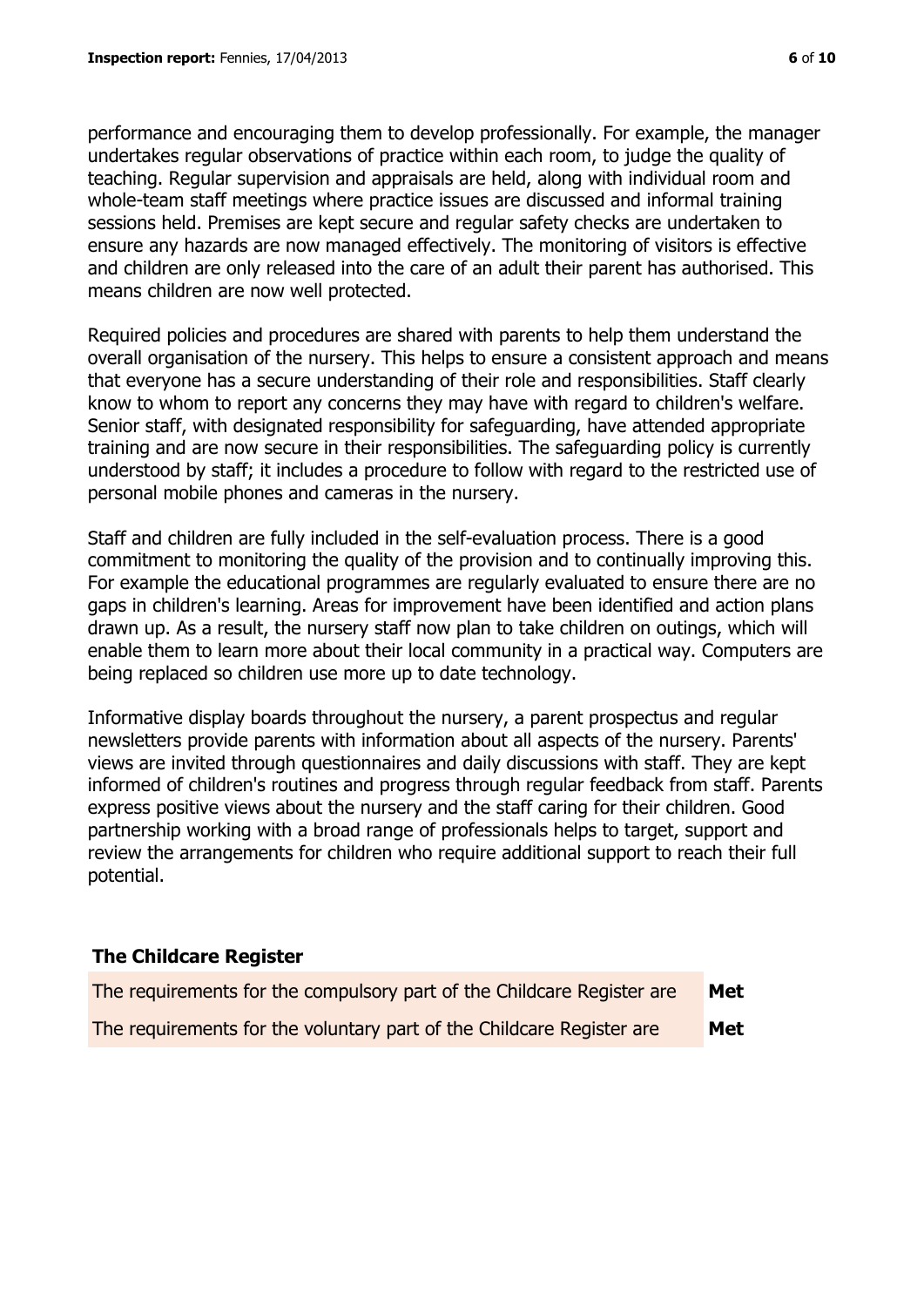performance and encouraging them to develop professionally. For example, the manager undertakes regular observations of practice within each room, to judge the quality of teaching. Regular supervision and appraisals are held, along with individual room and whole-team staff meetings where practice issues are discussed and informal training sessions held. Premises are kept secure and regular safety checks are undertaken to ensure any hazards are now managed effectively. The monitoring of visitors is effective and children are only released into the care of an adult their parent has authorised. This means children are now well protected.

Required policies and procedures are shared with parents to help them understand the overall organisation of the nursery. This helps to ensure a consistent approach and means that everyone has a secure understanding of their role and responsibilities. Staff clearly know to whom to report any concerns they may have with regard to children's welfare. Senior staff, with designated responsibility for safeguarding, have attended appropriate training and are now secure in their responsibilities. The safeguarding policy is currently understood by staff; it includes a procedure to follow with regard to the restricted use of personal mobile phones and cameras in the nursery.

Staff and children are fully included in the self-evaluation process. There is a good commitment to monitoring the quality of the provision and to continually improving this. For example the educational programmes are regularly evaluated to ensure there are no gaps in children's learning. Areas for improvement have been identified and action plans drawn up. As a result, the nursery staff now plan to take children on outings, which will enable them to learn more about their local community in a practical way. Computers are being replaced so children use more up to date technology.

Informative display boards throughout the nursery, a parent prospectus and regular newsletters provide parents with information about all aspects of the nursery. Parents' views are invited through questionnaires and daily discussions with staff. They are kept informed of children's routines and progress through regular feedback from staff. Parents express positive views about the nursery and the staff caring for their children. Good partnership working with a broad range of professionals helps to target, support and review the arrangements for children who require additional support to reach their full potential.

### The Childcare Register

| | |
|---|---|
| The requirements for the compulsory part of the Childcare Register are | **Met** |
| The requirements for the voluntary part of the Childcare Register are | **Met** |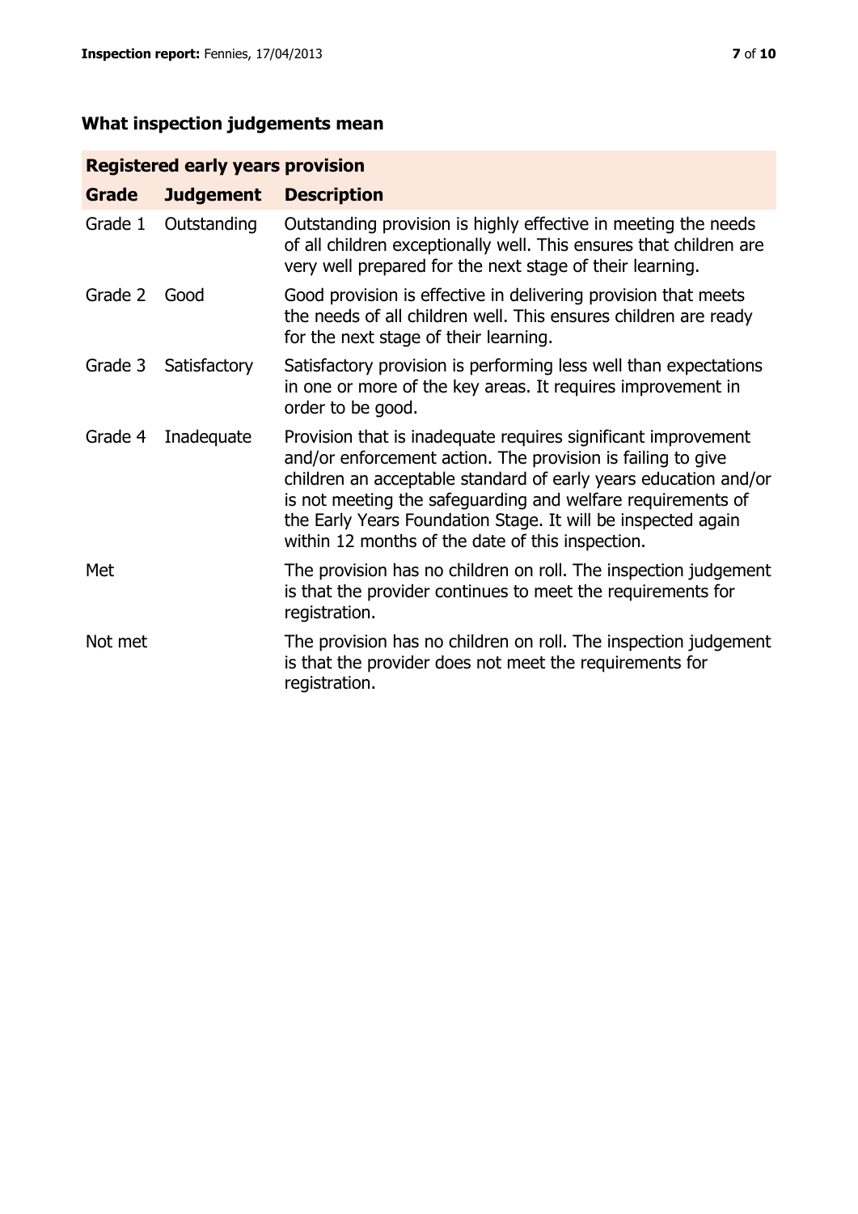## What inspection judgements mean

| Registered early years provision | | |
|---|---|---|
| **Grade** | **Judgement** | **Description** |
| Grade 1 | Outstanding | Outstanding provision is highly effective in meeting the needs of all children exceptionally well. This ensures that children are very well prepared for the next stage of their learning. |
| Grade 2 | Good | Good provision is effective in delivering provision that meets the needs of all children well. This ensures children are ready for the next stage of their learning. |
| Grade 3 | Satisfactory | Satisfactory provision is performing less well than expectations in one or more of the key areas. It requires improvement in order to be good. |
| Grade 4 | Inadequate | Provision that is inadequate requires significant improvement and/or enforcement action. The provision is failing to give children an acceptable standard of early years education and/or is not meeting the safeguarding and welfare requirements of the Early Years Foundation Stage. It will be inspected again within 12 months of the date of this inspection. |
| Met | | The provision has no children on roll. The inspection judgement is that the provider continues to meet the requirements for registration. |
| Not met | | The provision has no children on roll. The inspection judgement is that the provider does not meet the requirements for registration. |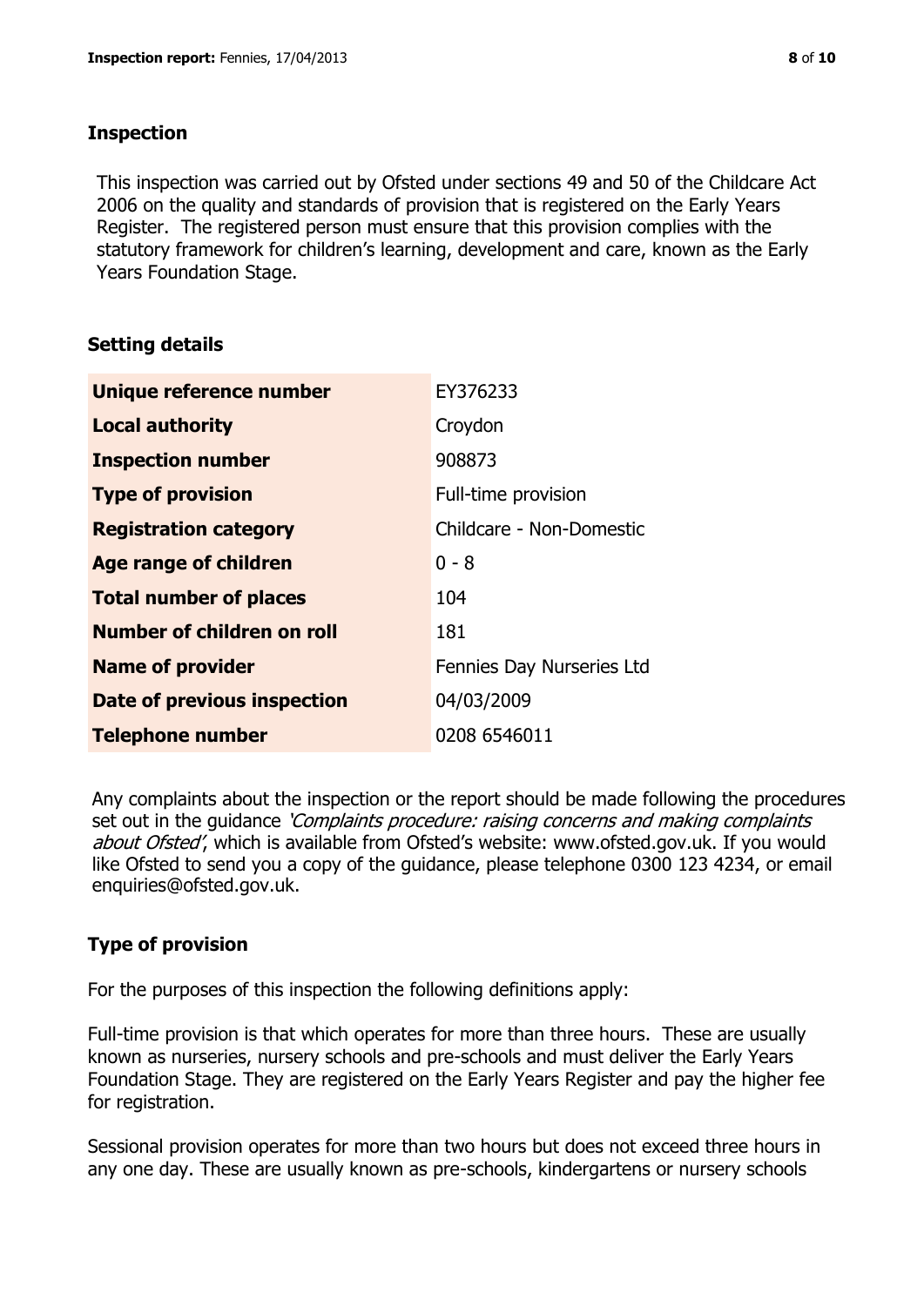## Inspection

This inspection was carried out by Ofsted under sections 49 and 50 of the Childcare Act 2006 on the quality and standards of provision that is registered on the Early Years Register. The registered person must ensure that this provision complies with the statutory framework for children's learning, development and care, known as the Early Years Foundation Stage.

## Setting details

| | |
|---|---|
| **Unique reference number** | EY376233 |
| **Local authority** | Croydon |
| **Inspection number** | 908873 |
| **Type of provision** | Full-time provision |
| **Registration category** | Childcare - Non-Domestic |
| **Age range of children** | 0 - 8 |
| **Total number of places** | 104 |
| **Number of children on roll** | 181 |
| **Name of provider** | Fennies Day Nurseries Ltd |
| **Date of previous inspection** | 04/03/2009 |
| **Telephone number** | 0208 6546011 |

Any complaints about the inspection or the report should be made following the procedures set out in the guidance *'Complaints procedure: raising concerns and making complaints about Ofsted'*, which is available from Ofsted's website: www.ofsted.gov.uk. If you would like Ofsted to send you a copy of the guidance, please telephone 0300 123 4234, or email enquiries@ofsted.gov.uk.

## Type of provision

For the purposes of this inspection the following definitions apply:

Full-time provision is that which operates for more than three hours. These are usually known as nurseries, nursery schools and pre-schools and must deliver the Early Years Foundation Stage. They are registered on the Early Years Register and pay the higher fee for registration.

Sessional provision operates for more than two hours but does not exceed three hours in any one day. These are usually known as pre-schools, kindergartens or nursery schools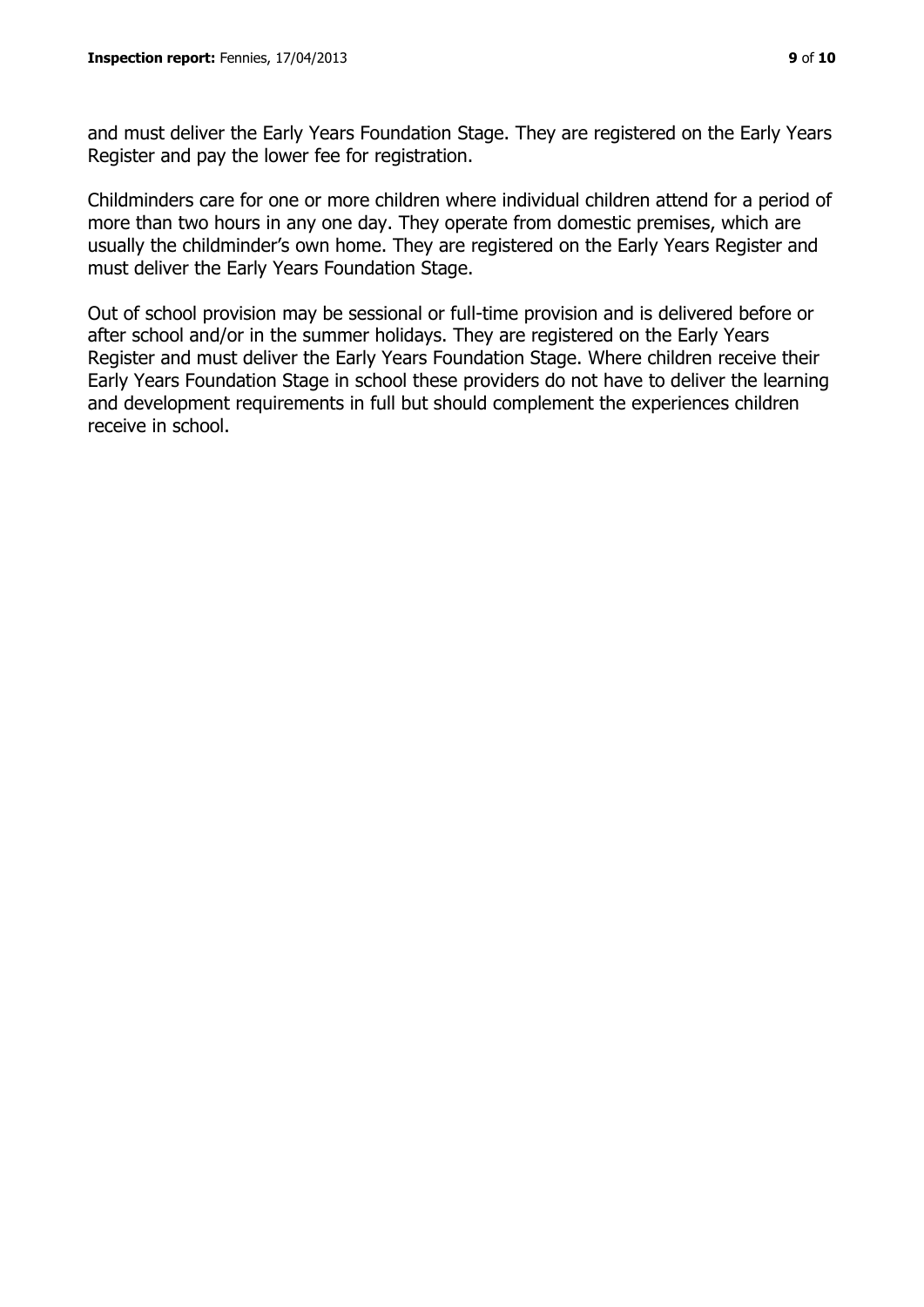and must deliver the Early Years Foundation Stage. They are registered on the Early Years Register and pay the lower fee for registration.

Childminders care for one or more children where individual children attend for a period of more than two hours in any one day. They operate from domestic premises, which are usually the childminder's own home. They are registered on the Early Years Register and must deliver the Early Years Foundation Stage.

Out of school provision may be sessional or full-time provision and is delivered before or after school and/or in the summer holidays. They are registered on the Early Years Register and must deliver the Early Years Foundation Stage. Where children receive their Early Years Foundation Stage in school these providers do not have to deliver the learning and development requirements in full but should complement the experiences children receive in school.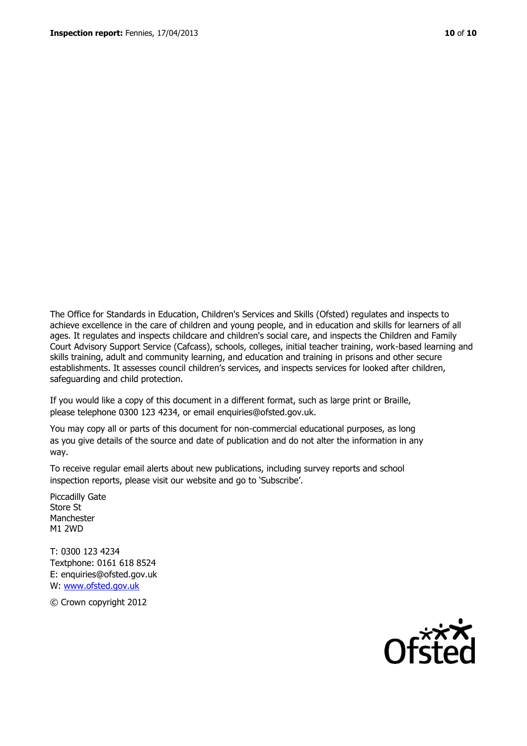The Office for Standards in Education, Children's Services and Skills (Ofsted) regulates and inspects to achieve excellence in the care of children and young people, and in education and skills for learners of all ages. It regulates and inspects childcare and children's social care, and inspects the Children and Family Court Advisory Support Service (Cafcass), schools, colleges, initial teacher training, work-based learning and skills training, adult and community learning, and education and training in prisons and other secure establishments. It assesses council children's services, and inspects services for looked after children, safeguarding and child protection.

If you would like a copy of this document in a different format, such as large print or Braille, please telephone 0300 123 4234, or email enquiries@ofsted.gov.uk.

You may copy all or parts of this document for non-commercial educational purposes, as long as you give details of the source and date of publication and do not alter the information in any way.

To receive regular email alerts about new publications, including survey reports and school inspection reports, please visit our website and go to 'Subscribe'.

Piccadilly Gate
Store St
Manchester
M1 2WD

T: 0300 123 4234
Textphone: 0161 618 8524
E: enquiries@ofsted.gov.uk
W: [www.ofsted.gov.uk](http://www.ofsted.gov.uk)

© Crown copyright 2012

Ofsted